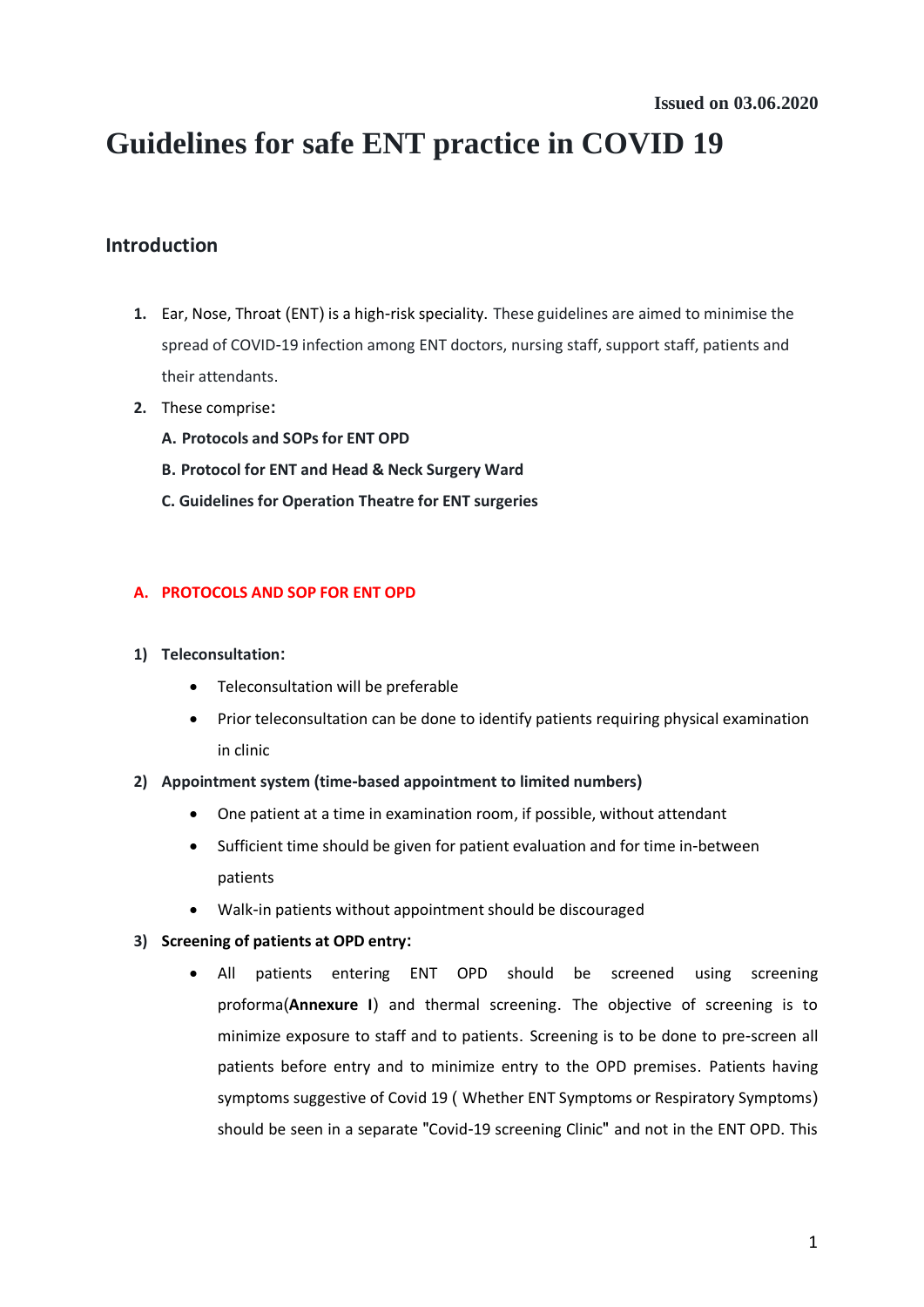**Issued on 03.06.2020**

# Guidelines for safe ENT practice in COVID 19

## Introduction

1. Ear, Nose, Throat (ENT) is a high-risk speciality. These guidelines are aimed to minimise the spread of COVID-19 infection among ENT doctors, nursing staff, support staff, patients and their attendants.
2. These comprise:

   **A. Protocols and SOPs for ENT OPD**

   **B. Protocol for ENT and Head & Neck Surgery Ward**

   **C. Guidelines for Operation Theatre for ENT surgeries**

### A. PROTOCOLS AND SOP FOR ENT OPD

**1) Teleconsultation:**

- Teleconsultation will be preferable
- Prior teleconsultation can be done to identify patients requiring physical examination in clinic

**2) Appointment system (time-based appointment to limited numbers)**

- One patient at a time in examination room, if possible, without attendant
- Sufficient time should be given for patient evaluation and for time in-between patients
- Walk-in patients without appointment should be discouraged

**3) Screening of patients at OPD entry:**

- All patients entering ENT OPD should be screened using screening proforma(**Annexure I**) and thermal screening. The objective of screening is to minimize exposure to staff and to patients. Screening is to be done to pre-screen all patients before entry and to minimize entry to the OPD premises. Patients having symptoms suggestive of Covid 19 ( Whether ENT Symptoms or Respiratory Symptoms) should be seen in a separate "Covid-19 screening Clinic" and not in the ENT OPD. This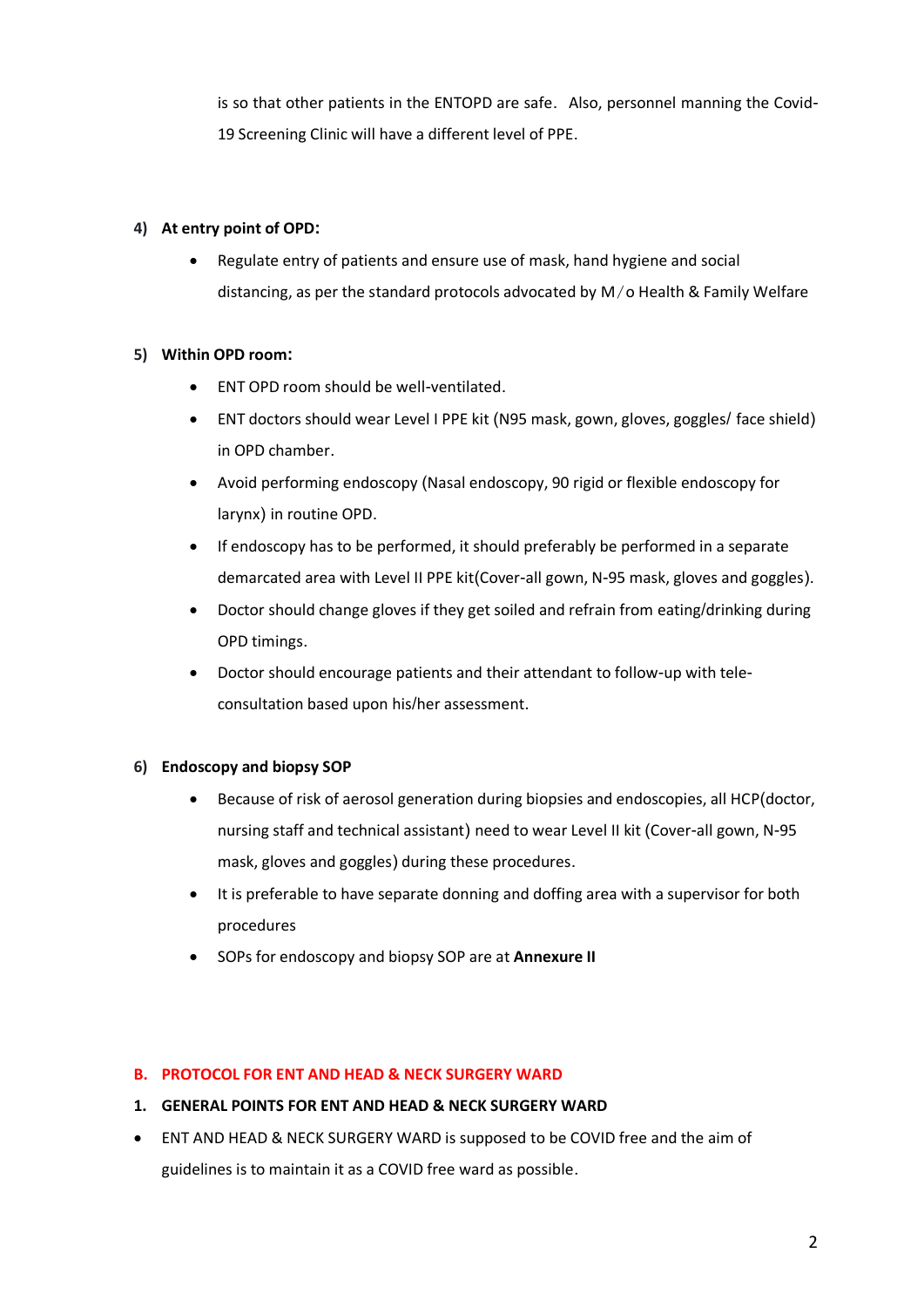is so that other patients in the ENTOPD are safe. Also, personnel manning the Covid-19 Screening Clinic will have a different level of PPE.

**4) At entry point of OPD:**

- Regulate entry of patients and ensure use of mask, hand hygiene and social distancing, as per the standard protocols advocated by M/o Health & Family Welfare

**5) Within OPD room:**

- ENT OPD room should be well-ventilated.
- ENT doctors should wear Level I PPE kit (N95 mask, gown, gloves, goggles/ face shield) in OPD chamber.
- Avoid performing endoscopy (Nasal endoscopy, 90 rigid or flexible endoscopy for larynx) in routine OPD.
- If endoscopy has to be performed, it should preferably be performed in a separate demarcated area with Level II PPE kit(Cover-all gown, N-95 mask, gloves and goggles).
- Doctor should change gloves if they get soiled and refrain from eating/drinking during OPD timings.
- Doctor should encourage patients and their attendant to follow-up with tele-consultation based upon his/her assessment.

**6) Endoscopy and biopsy SOP**

- Because of risk of aerosol generation during biopsies and endoscopies, all HCP(doctor, nursing staff and technical assistant) need to wear Level II kit (Cover-all gown, N-95 mask, gloves and goggles) during these procedures.
- It is preferable to have separate donning and doffing area with a supervisor for both procedures
- SOPs for endoscopy and biopsy SOP are at **Annexure II**

## B. PROTOCOL FOR ENT AND HEAD & NECK SURGERY WARD

### 1. GENERAL POINTS FOR ENT AND HEAD & NECK SURGERY WARD

- ENT AND HEAD & NECK SURGERY WARD is supposed to be COVID free and the aim of guidelines is to maintain it as a COVID free ward as possible.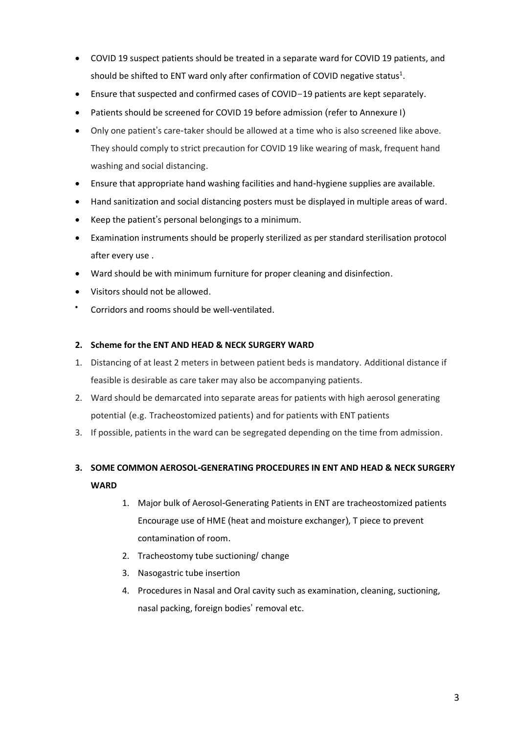- COVID 19 suspect patients should be treated in a separate ward for COVID 19 patients, and should be shifted to ENT ward only after confirmation of COVID negative status[1].
- Ensure that suspected and confirmed cases of COVID−19 patients are kept separately.
- Patients should be screened for COVID 19 before admission (refer to Annexure I)
- Only one patient's care-taker should be allowed at a time who is also screened like above. They should comply to strict precaution for COVID 19 like wearing of mask, frequent hand washing and social distancing.
- Ensure that appropriate hand washing facilities and hand-hygiene supplies are available.
- Hand sanitization and social distancing posters must be displayed in multiple areas of ward.
- Keep the patient's personal belongings to a minimum.
- Examination instruments should be properly sterilized as per standard sterilisation protocol after every use .
- Ward should be with minimum furniture for proper cleaning and disinfection.
- Visitors should not be allowed.
- Corridors and rooms should be well-ventilated.

**2. Scheme for the ENT AND HEAD & NECK SURGERY WARD**

1. Distancing of at least 2 meters in between patient beds is mandatory. Additional distance if feasible is desirable as care taker may also be accompanying patients.
2. Ward should be demarcated into separate areas for patients with high aerosol generating potential (e.g. Tracheostomized patients) and for patients with ENT patients
3. If possible, patients in the ward can be segregated depending on the time from admission.

**3. SOME COMMON AEROSOL-GENERATING PROCEDURES IN ENT AND HEAD & NECK SURGERY WARD**

1. Major bulk of Aerosol-Generating Patients in ENT are tracheostomized patients Encourage use of HME (heat and moisture exchanger), T piece to prevent contamination of room.
2. Tracheostomy tube suctioning/ change
3. Nasogastric tube insertion
4. Procedures in Nasal and Oral cavity such as examination, cleaning, suctioning, nasal packing, foreign bodies' removal etc.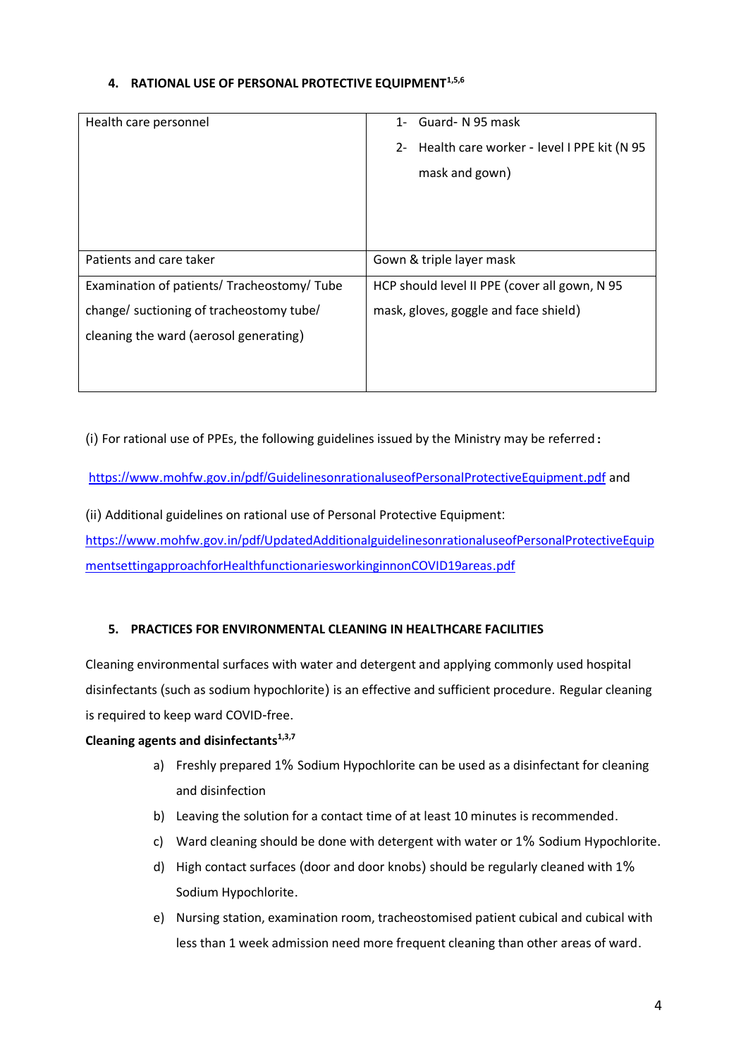## 4. RATIONAL USE OF PERSONAL PROTECTIVE EQUIPMENT[1,5,6]

| Health care personnel | 1- Guard- N 95 mask<br>2- Health care worker - level I PPE kit (N 95 mask and gown) |
|---|---|
| Patients and care taker | Gown & triple layer mask |
| Examination of patients/ Tracheostomy/ Tube change/ suctioning of tracheostomy tube/ cleaning the ward (aerosol generating) | HCP should level II PPE (cover all gown, N 95 mask, gloves, goggle and face shield) |

(i) For rational use of PPEs, the following guidelines issued by the Ministry may be referred：

https://www.mohfw.gov.in/pdf/GuidelinesonrationaluseofPersonalProtectiveEquipment.pdf and

(ii) Additional guidelines on rational use of Personal Protective Equipment:
https://www.mohfw.gov.in/pdf/UpdatedAdditionalguidelinesonrationaluseofPersonalProtectiveEquipmentsettingapproachforHealthfunctionariesworkinginnonCOVID19areas.pdf

## 5. PRACTICES FOR ENVIRONMENTAL CLEANING IN HEALTHCARE FACILITIES

Cleaning environmental surfaces with water and detergent and applying commonly used hospital disinfectants (such as sodium hypochlorite) is an effective and sufficient procedure. Regular cleaning is required to keep ward COVID-free.

**Cleaning agents and disinfectants[1,3,7]**

a) Freshly prepared 1% Sodium Hypochlorite can be used as a disinfectant for cleaning and disinfection
b) Leaving the solution for a contact time of at least 10 minutes is recommended.
c) Ward cleaning should be done with detergent with water or 1% Sodium Hypochlorite.
d) High contact surfaces (door and door knobs) should be regularly cleaned with 1% Sodium Hypochlorite.
e) Nursing station, examination room, tracheostomised patient cubical and cubical with less than 1 week admission need more frequent cleaning than other areas of ward.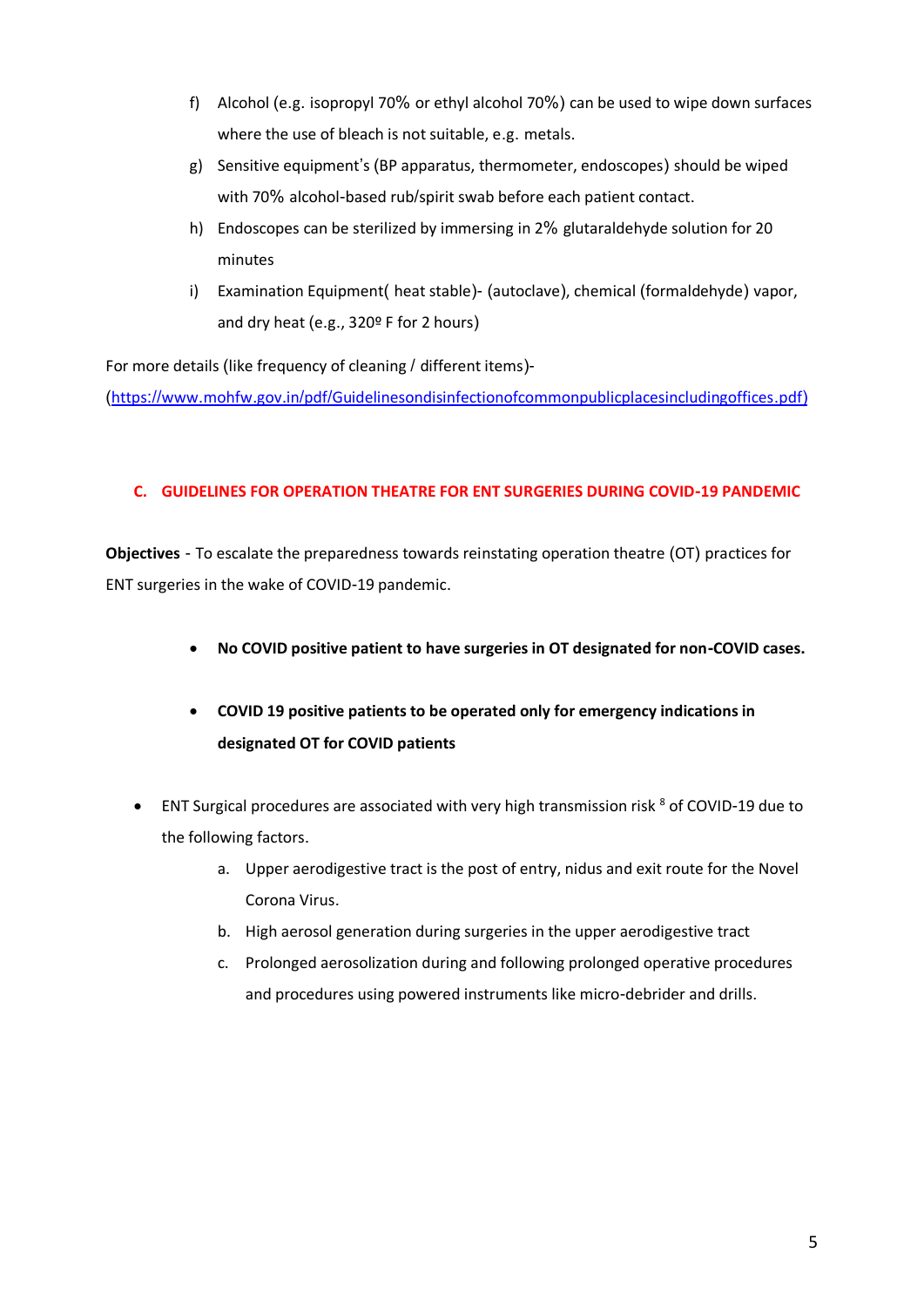f) Alcohol (e.g. isopropyl 70% or ethyl alcohol 70%) can be used to wipe down surfaces where the use of bleach is not suitable, e.g. metals.

g) Sensitive equipment's (BP apparatus, thermometer, endoscopes) should be wiped with 70% alcohol-based rub/spirit swab before each patient contact.

h) Endoscopes can be sterilized by immersing in 2% glutaraldehyde solution for 20 minutes

i) Examination Equipment( heat stable)- (autoclave), chemical (formaldehyde) vapor, and dry heat (e.g., 320º F for 2 hours)

For more details (like frequency of cleaning / different items)-
(https://www.mohfw.gov.in/pdf/Guidelinesondisinfectionofcommonpublicplacesincludingoffices.pdf)

## C. GUIDELINES FOR OPERATION THEATRE FOR ENT SURGERIES DURING COVID-19 PANDEMIC

**Objectives** - To escalate the preparedness towards reinstating operation theatre (OT) practices for ENT surgeries in the wake of COVID-19 pandemic.

- **No COVID positive patient to have surgeries in OT designated for non-COVID cases.**
- **COVID 19 positive patients to be operated only for emergency indications in designated OT for COVID patients**

- ENT Surgical procedures are associated with very high transmission risk [8] of COVID-19 due to the following factors.
  a. Upper aerodigestive tract is the post of entry, nidus and exit route for the Novel Corona Virus.
  b. High aerosol generation during surgeries in the upper aerodigestive tract
  c. Prolonged aerosolization during and following prolonged operative procedures and procedures using powered instruments like micro-debrider and drills.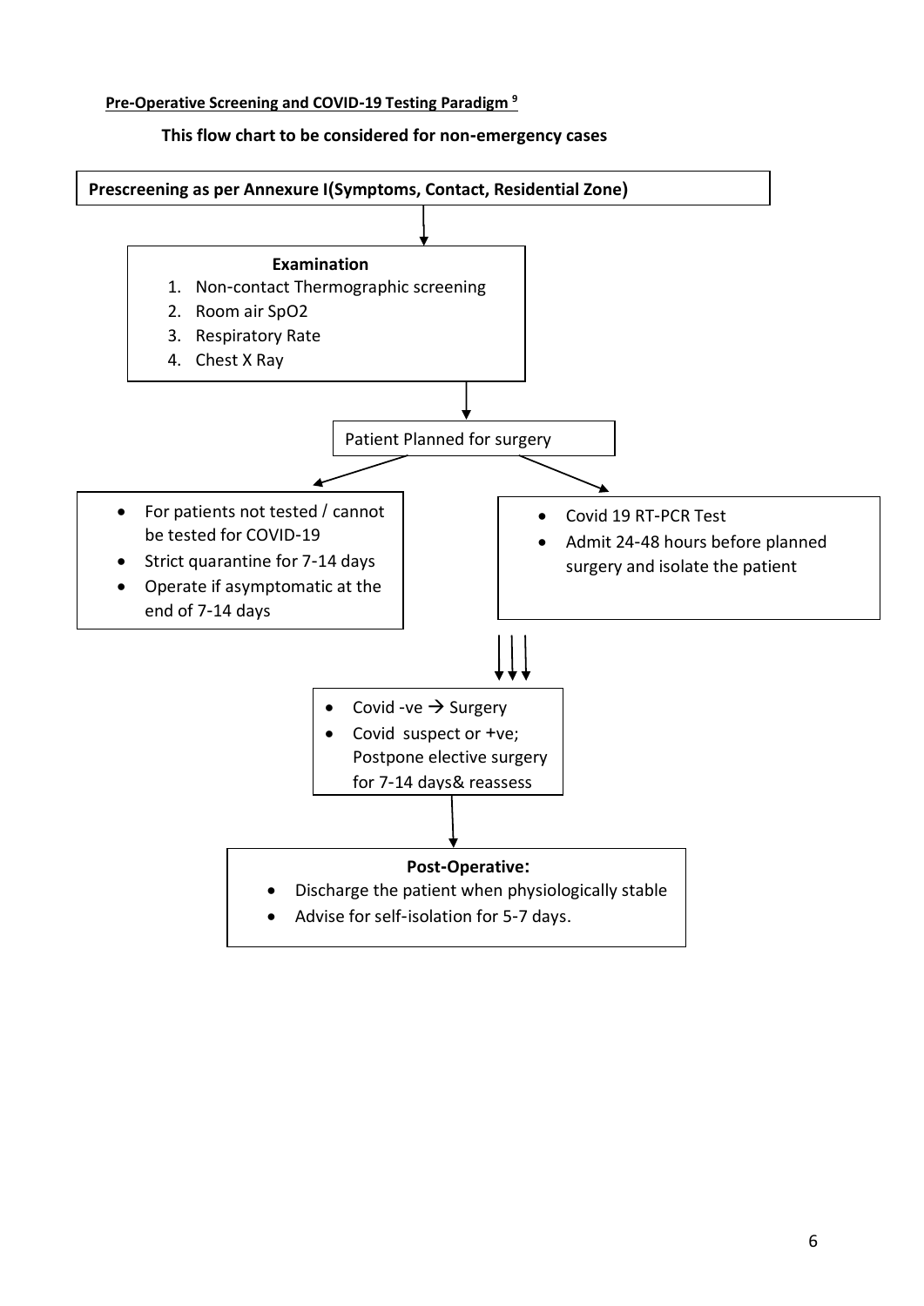**Pre-Operative Screening and COVID-19 Testing Paradigm [9]**

**This flow chart to be considered for non-emergency cases**

**Prescreening as per Annexure I(Symptoms, Contact, Residential Zone)**

↓

**Examination**

1. Non-contact Thermographic screening
2. Room air SpO2
3. Respiratory Rate
4. Chest X Ray

↓

Patient Planned for surgery

↙ ↘

- For patients not tested / cannot be tested for COVID-19
- Strict quarantine for 7-14 days
- Operate if asymptomatic at the end of 7-14 days

- Covid 19 RT-PCR Test
- Admit 24-48 hours before planned surgery and isolate the patient

↓↓↓

- Covid -ve → Surgery
- Covid suspect or +ve; Postpone elective surgery for 7-14 days& reassess

↓

**Post-Operative:**

- Discharge the patient when physiologically stable
- Advise for self-isolation for 5-7 days.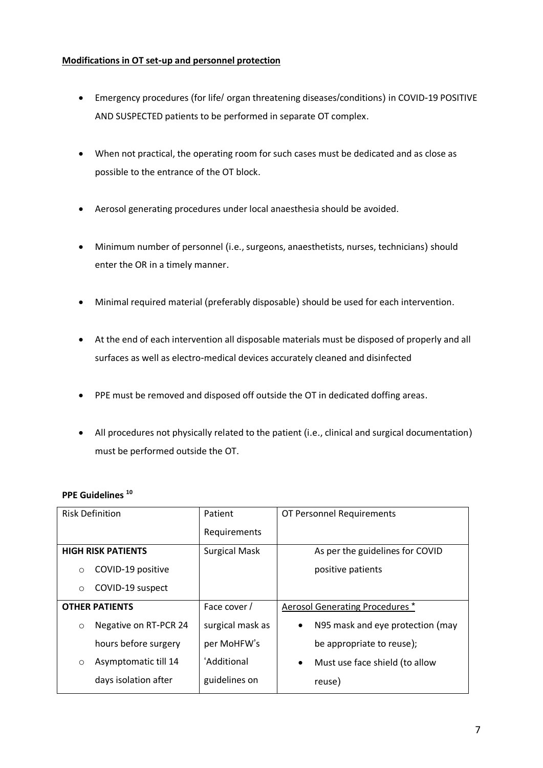**Modifications in OT set-up and personnel protection**

- Emergency procedures (for life/ organ threatening diseases/conditions) in COVID-19 POSITIVE AND SUSPECTED patients to be performed in separate OT complex.
- When not practical, the operating room for such cases must be dedicated and as close as possible to the entrance of the OT block.
- Aerosol generating procedures under local anaesthesia should be avoided.
- Minimum number of personnel (i.e., surgeons, anaesthetists, nurses, technicians) should enter the OR in a timely manner.
- Minimal required material (preferably disposable) should be used for each intervention.
- At the end of each intervention all disposable materials must be disposed of properly and all surfaces as well as electro-medical devices accurately cleaned and disinfected
- PPE must be removed and disposed off outside the OT in dedicated doffing areas.
- All procedures not physically related to the patient (i.e., clinical and surgical documentation) must be performed outside the OT.

**PPE Guidelines [10]**

| Risk Definition | Patient Requirements | OT Personnel Requirements |
|---|---|---|
| **HIGH RISK PATIENTS**<br>○ COVID-19 positive<br>○ COVID-19 suspect | Surgical Mask | As per the guidelines for COVID positive patients |
| **OTHER PATIENTS**<br>○ Negative on RT-PCR 24 hours before surgery<br>○ Asymptomatic till 14 days isolation after | Face cover / surgical mask as per MoHFW's 'Additional guidelines on | Aerosol Generating Procedures *<br>• N95 mask and eye protection (may be appropriate to reuse);<br>• Must use face shield (to allow reuse) |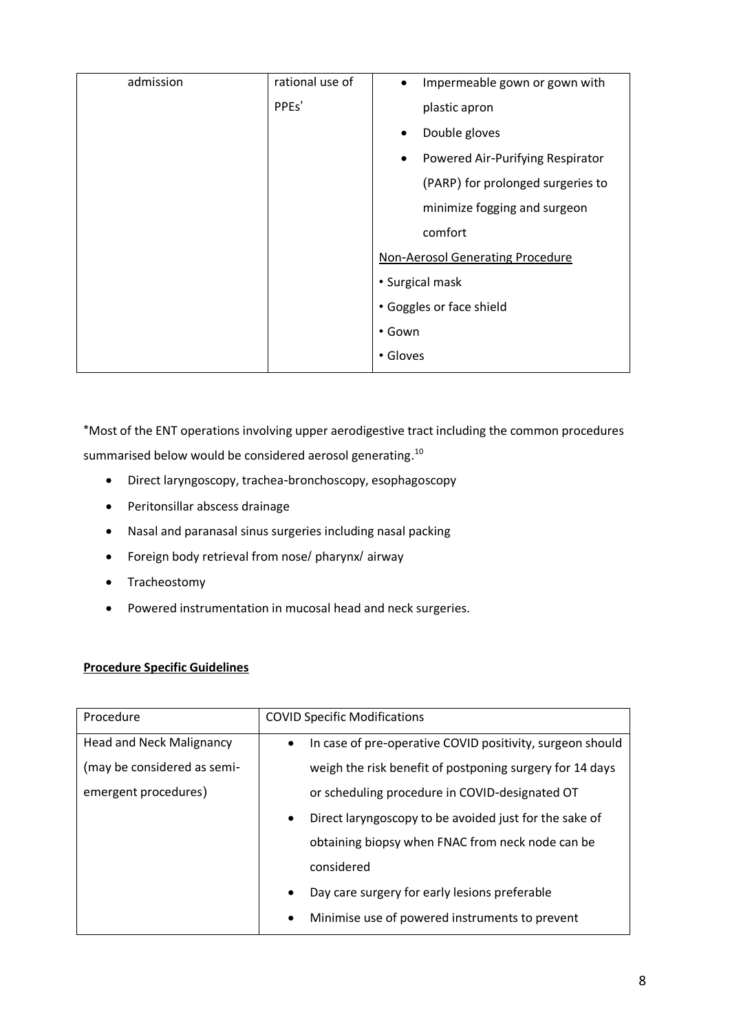| admission | rational use of PPEs' | • Impermeable gown or gown with plastic apron<br>• Double gloves<br>• Powered Air-Purifying Respirator (PARP) for prolonged surgeries to minimize fogging and surgeon comfort<br><u>Non-Aerosol Generating Procedure</u><br>• Surgical mask<br>• Goggles or face shield<br>• Gown<br>• Gloves |
|---|---|---|

*Most of the ENT operations involving upper aerodigestive tract including the common procedures summarised below would be considered aerosol generating.[10]

- Direct laryngoscopy, trachea-bronchoscopy, esophagoscopy
- Peritonsillar abscess drainage
- Nasal and paranasal sinus surgeries including nasal packing
- Foreign body retrieval from nose/ pharynx/ airway
- Tracheostomy
- Powered instrumentation in mucosal head and neck surgeries.

**<u>Procedure Specific Guidelines</u>**

| Procedure | COVID Specific Modifications |
|---|---|
| Head and Neck Malignancy (may be considered as semi-emergent procedures) | • In case of pre-operative COVID positivity, surgeon should weigh the risk benefit of postponing surgery for 14 days or scheduling procedure in COVID-designated OT<br>• Direct laryngoscopy to be avoided just for the sake of obtaining biopsy when FNAC from neck node can be considered<br>• Day care surgery for early lesions preferable<br>• Minimise use of powered instruments to prevent |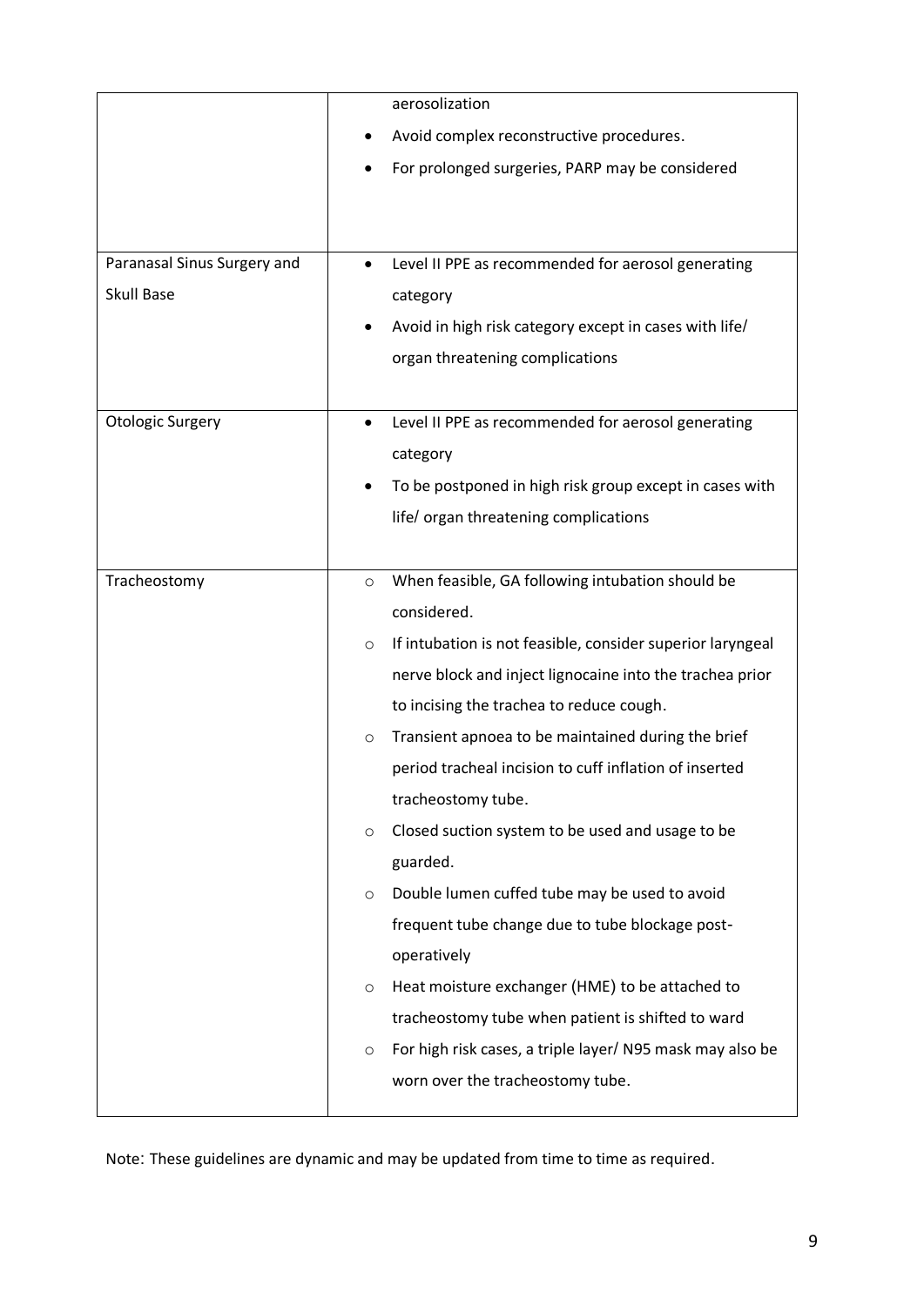| | |
|---|---|
| | aerosolization<br>• Avoid complex reconstructive procedures.<br>• For prolonged surgeries, PARP may be considered |
| Paranasal Sinus Surgery and Skull Base | • Level II PPE as recommended for aerosol generating category<br>• Avoid in high risk category except in cases with life/ organ threatening complications |
| Otologic Surgery | • Level II PPE as recommended for aerosol generating category<br>• To be postponed in high risk group except in cases with life/ organ threatening complications |
| Tracheostomy | ○ When feasible, GA following intubation should be considered.<br>○ If intubation is not feasible, consider superior laryngeal nerve block and inject lignocaine into the trachea prior to incising the trachea to reduce cough.<br>○ Transient apnoea to be maintained during the brief period tracheal incision to cuff inflation of inserted tracheostomy tube.<br>○ Closed suction system to be used and usage to be guarded.<br>○ Double lumen cuffed tube may be used to avoid frequent tube change due to tube blockage post-operatively<br>○ Heat moisture exchanger (HME) to be attached to tracheostomy tube when patient is shifted to ward<br>○ For high risk cases, a triple layer/ N95 mask may also be worn over the tracheostomy tube. |

Note: These guidelines are dynamic and may be updated from time to time as required.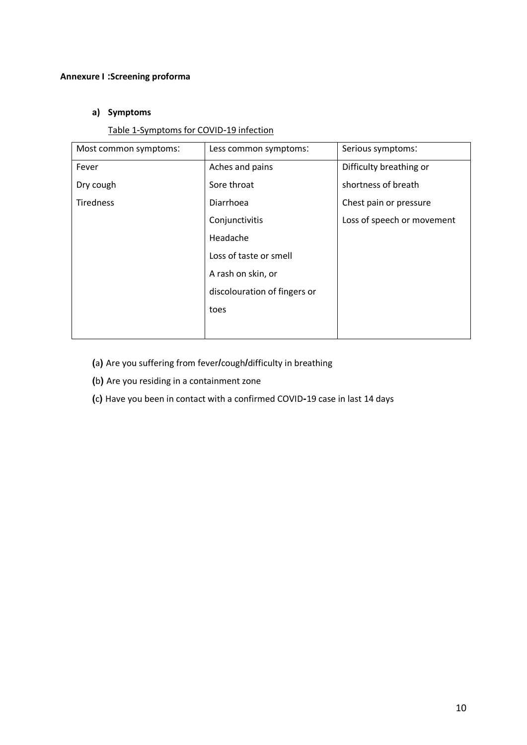**Annexure I :Screening proforma**

**a) Symptoms**

Table 1-Symptoms for COVID-19 infection

| Most common symptoms: | Less common symptoms: | Serious symptoms: |
|---|---|---|
| Fever<br>Dry cough<br>Tiredness | Aches and pains<br>Sore throat<br>Diarrhoea<br>Conjunctivitis<br>Headache<br>Loss of taste or smell<br>A rash on skin, or discolouration of fingers or toes | Difficulty breathing or shortness of breath<br>Chest pain or pressure<br>Loss of speech or movement |

**(**a**)** Are you suffering from fever**/**cough**/**difficulty in breathing

**(**b**)** Are you residing in a containment zone

**(c)** Have you been in contact with a confirmed COVID**-**19 case in last 14 days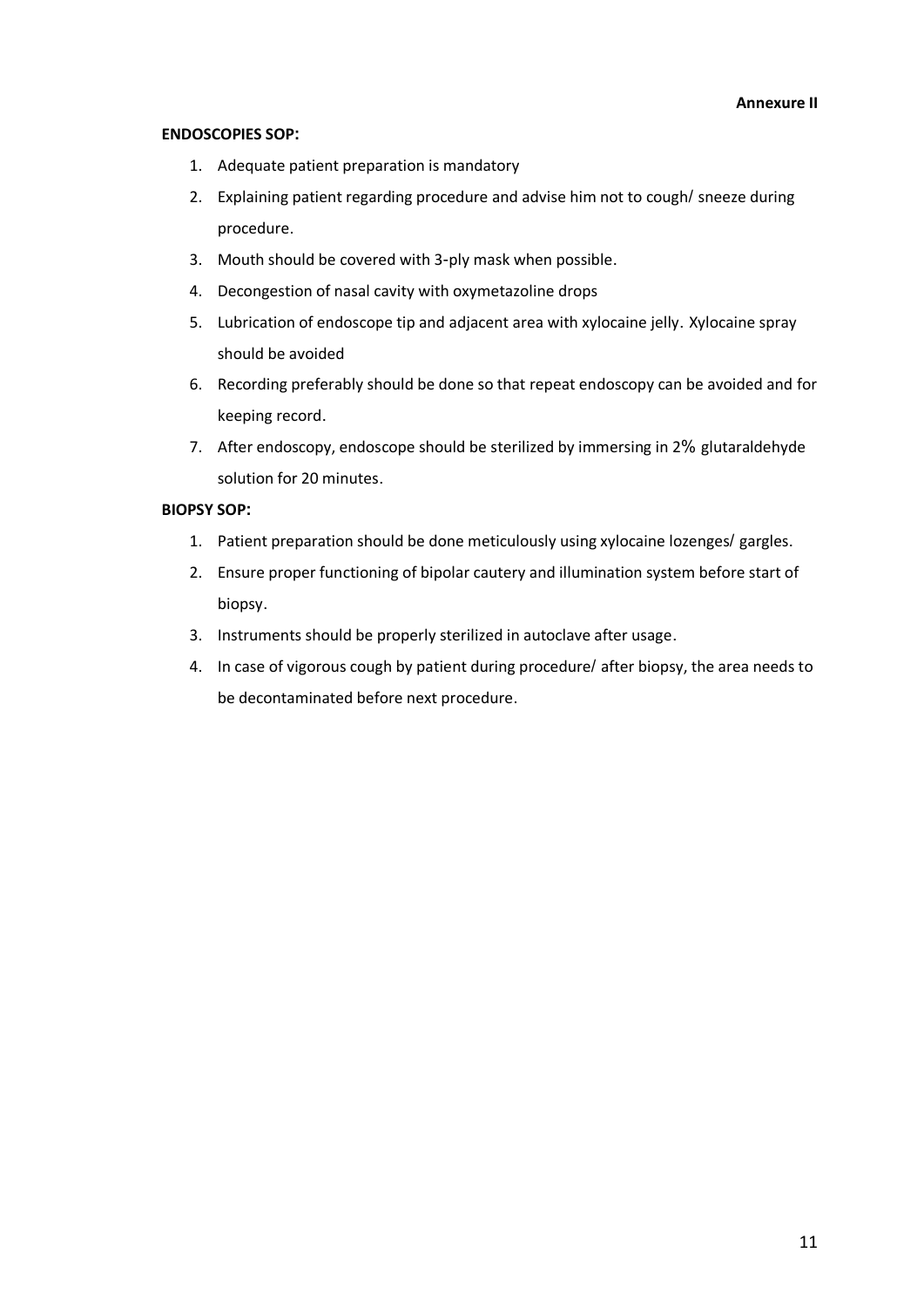**Annexure II**

**ENDOSCOPIES SOP:**

1. Adequate patient preparation is mandatory
2. Explaining patient regarding procedure and advise him not to cough/ sneeze during procedure.
3. Mouth should be covered with 3-ply mask when possible.
4. Decongestion of nasal cavity with oxymetazoline drops
5. Lubrication of endoscope tip and adjacent area with xylocaine jelly. Xylocaine spray should be avoided
6. Recording preferably should be done so that repeat endoscopy can be avoided and for keeping record.
7. After endoscopy, endoscope should be sterilized by immersing in 2% glutaraldehyde solution for 20 minutes.

**BIOPSY SOP:**

1. Patient preparation should be done meticulously using xylocaine lozenges/ gargles.
2. Ensure proper functioning of bipolar cautery and illumination system before start of biopsy.
3. Instruments should be properly sterilized in autoclave after usage.
4. In case of vigorous cough by patient during procedure/ after biopsy, the area needs to be decontaminated before next procedure.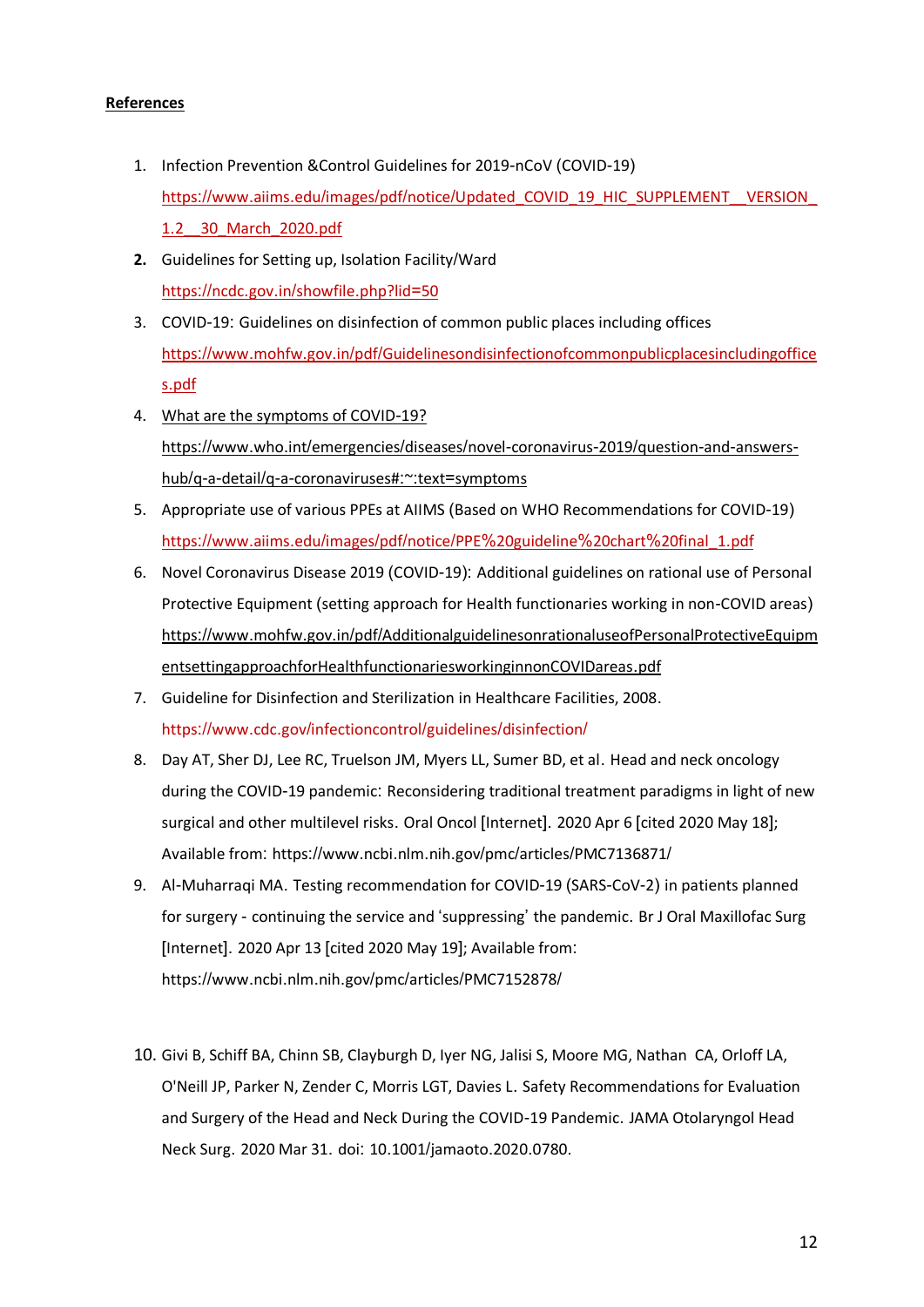**References**

1. Infection Prevention &Control Guidelines for 2019-nCoV (COVID-19) https://www.aiims.edu/images/pdf/notice/Updated_COVID_19_HIC_SUPPLEMENT__VERSION_1.2__30_March_2020.pdf
2. Guidelines for Setting up, Isolation Facility/Ward https://ncdc.gov.in/showfile.php?lid=50
3. COVID-19: Guidelines on disinfection of common public places including offices https://www.mohfw.gov.in/pdf/Guidelinesondisinfectionofcommonpublicplacesincludingoffices.pdf
4. What are the symptoms of COVID-19? https://www.who.int/emergencies/diseases/novel-coronavirus-2019/question-and-answers-hub/q-a-detail/q-a-coronaviruses#:~:text=symptoms
5. Appropriate use of various PPEs at AIIMS (Based on WHO Recommendations for COVID-19) https://www.aiims.edu/images/pdf/notice/PPE%20guideline%20chart%20final_1.pdf
6. Novel Coronavirus Disease 2019 (COVID-19): Additional guidelines on rational use of Personal Protective Equipment (setting approach for Health functionaries working in non-COVID areas) https://www.mohfw.gov.in/pdf/AdditionalguidelinesonrationaluseofPersonalProtectiveEquipmentsettingapproachforHealthfunctionariesworkinginnonCOVIDareas.pdf
7. Guideline for Disinfection and Sterilization in Healthcare Facilities, 2008. https://www.cdc.gov/infectioncontrol/guidelines/disinfection/
8. Day AT, Sher DJ, Lee RC, Truelson JM, Myers LL, Sumer BD, et al. Head and neck oncology during the COVID-19 pandemic: Reconsidering traditional treatment paradigms in light of new surgical and other multilevel risks. Oral Oncol [Internet]. 2020 Apr 6 [cited 2020 May 18]; Available from: https://www.ncbi.nlm.nih.gov/pmc/articles/PMC7136871/
9. Al-Muharraqi MA. Testing recommendation for COVID-19 (SARS-CoV-2) in patients planned for surgery - continuing the service and 'suppressing' the pandemic. Br J Oral Maxillofac Surg [Internet]. 2020 Apr 13 [cited 2020 May 19]; Available from: https://www.ncbi.nlm.nih.gov/pmc/articles/PMC7152878/
10. Givi B, Schiff BA, Chinn SB, Clayburgh D, Iyer NG, Jalisi S, Moore MG, Nathan CA, Orloff LA, O'Neill JP, Parker N, Zender C, Morris LGT, Davies L. Safety Recommendations for Evaluation and Surgery of the Head and Neck During the COVID-19 Pandemic. JAMA Otolaryngol Head Neck Surg. 2020 Mar 31. doi: 10.1001/jamaoto.2020.0780.